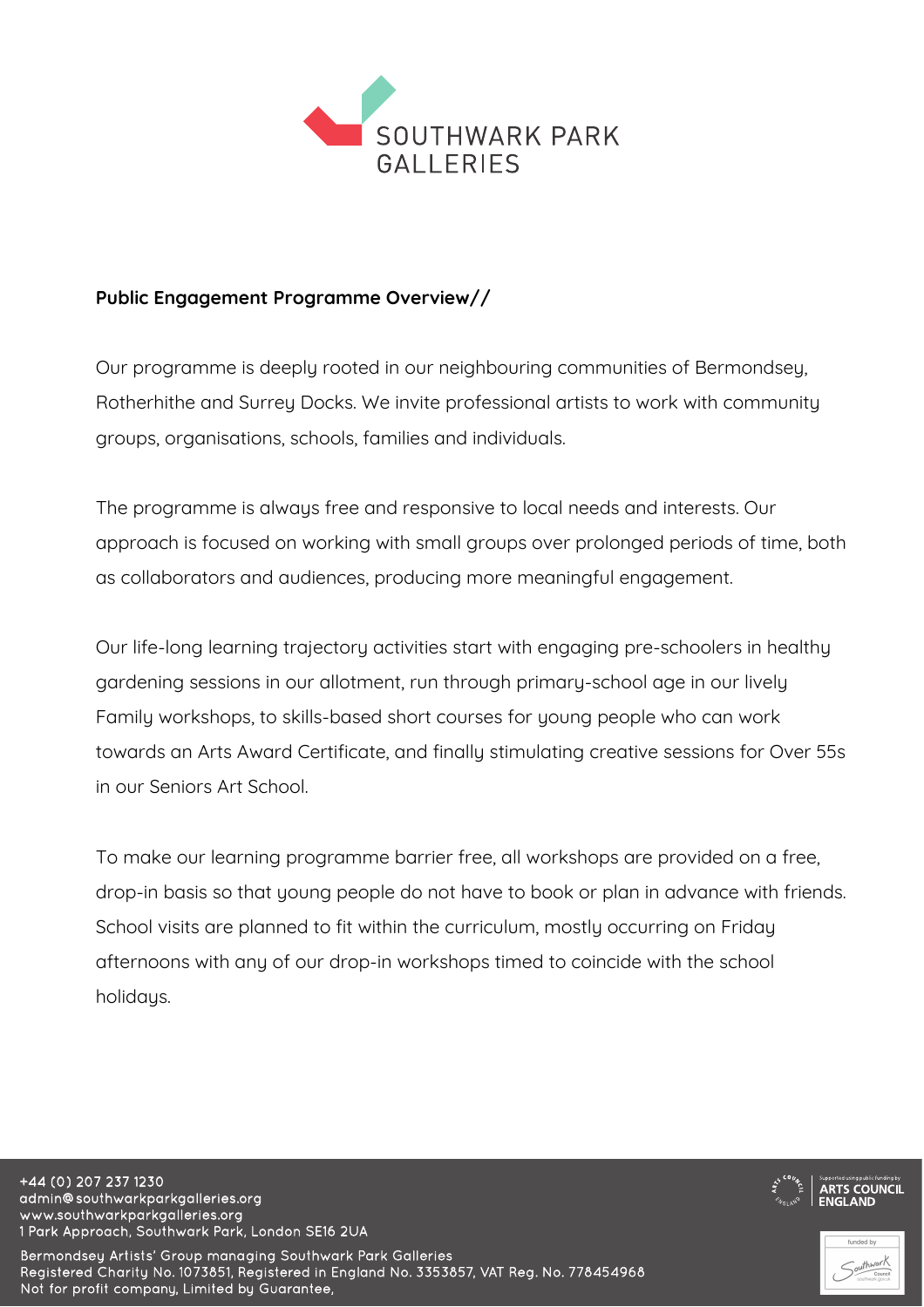SOUTHWARK PARK GALLERIES

**Public Engagement Programme Overview//**

Our programme is deeply rooted in our neighbouring communities of Bermondsey, Rotherhithe and Surrey Docks. We invite professional artists to work with community groups, organisations, schools, families and individuals.

The programme is always free and responsive to local needs and interests. Our approach is focused on working with small groups over prolonged periods of time, both as collaborators and audiences, producing more meaningful engagement.

Our life-long learning trajectory activities start with engaging pre-schoolers in healthy gardening sessions in our allotment, run through primary-school age in our lively Family workshops, to skills-based short courses for young people who can work towards an Arts Award Certificate, and finally stimulating creative sessions for Over 55s in our Seniors Art School.

To make our learning programme barrier free, all workshops are provided on a free, drop-in basis so that young people do not have to book or plan in advance with friends. School visits are planned to fit within the curriculum, mostly occurring on Friday afternoons with any of our drop-in workshops timed to coincide with the school holidays.

+44 (0) 207 237 1230
admin@southwarkparkgalleries.org
www.southwarkparkgalleries.org
1 Park Approach, Southwark Park, London SE16 2UA

Bermondsey Artists' Group managing Southwark Park Galleries
Registered Charity No. 1073851, Registered in England No. 3353857, VAT Reg. No. 778454968
Not for profit company, Limited by Guarantee,

Supported using public funding by ARTS COUNCIL ENGLAND

funded by Southwark Council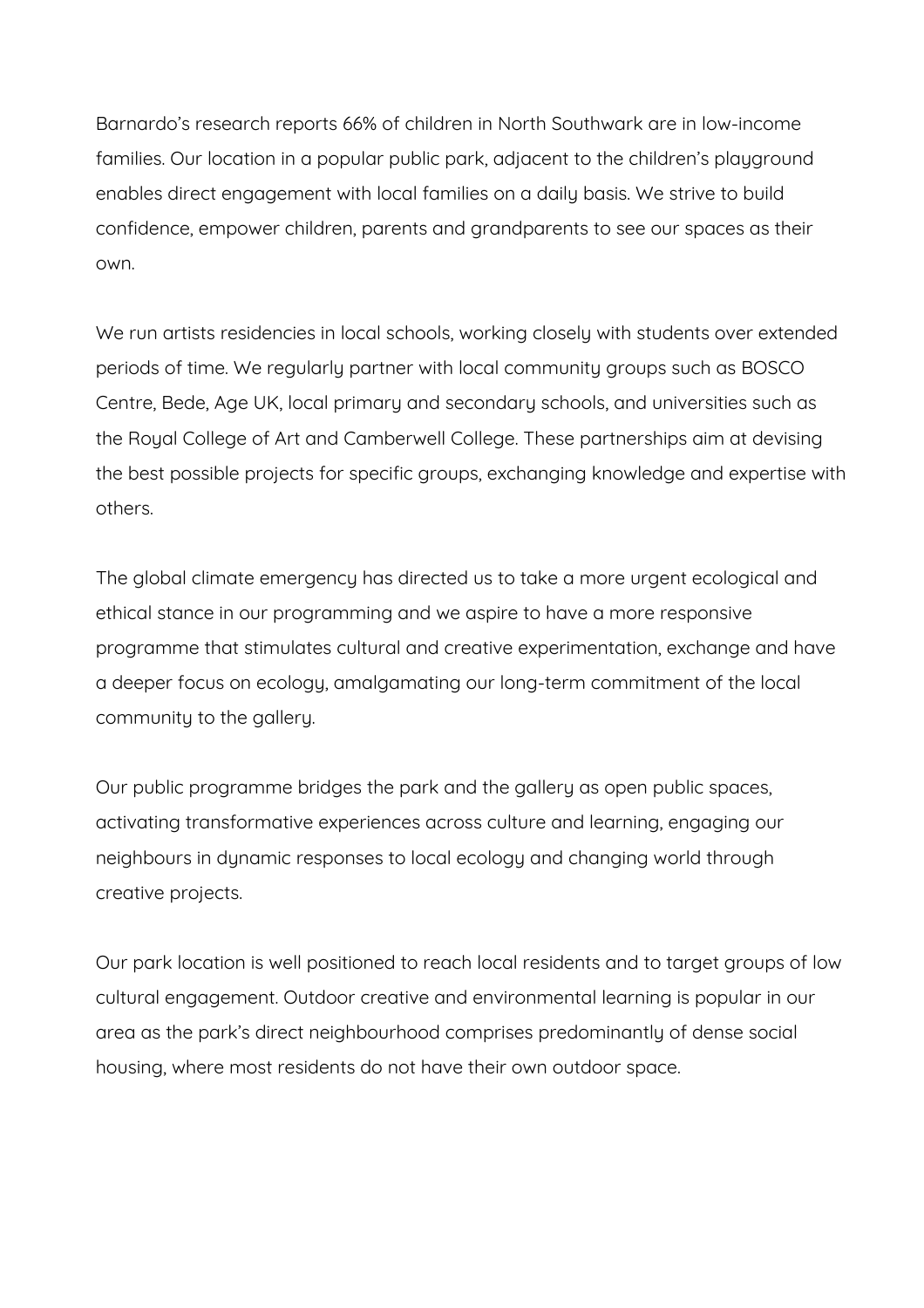Barnardo's research reports 66% of children in North Southwark are in low-income families. Our location in a popular public park, adjacent to the children's playground enables direct engagement with local families on a daily basis. We strive to build confidence, empower children, parents and grandparents to see our spaces as their own.

We run artists residencies in local schools, working closely with students over extended periods of time. We regularly partner with local community groups such as BOSCO Centre, Bede, Age UK, local primary and secondary schools, and universities such as the Royal College of Art and Camberwell College. These partnerships aim at devising the best possible projects for specific groups, exchanging knowledge and expertise with others.

The global climate emergency has directed us to take a more urgent ecological and ethical stance in our programming and we aspire to have a more responsive programme that stimulates cultural and creative experimentation, exchange and have a deeper focus on ecology, amalgamating our long-term commitment of the local community to the gallery.

Our public programme bridges the park and the gallery as open public spaces, activating transformative experiences across culture and learning, engaging our neighbours in dynamic responses to local ecology and changing world through creative projects.

Our park location is well positioned to reach local residents and to target groups of low cultural engagement. Outdoor creative and environmental learning is popular in our area as the park's direct neighbourhood comprises predominantly of dense social housing, where most residents do not have their own outdoor space.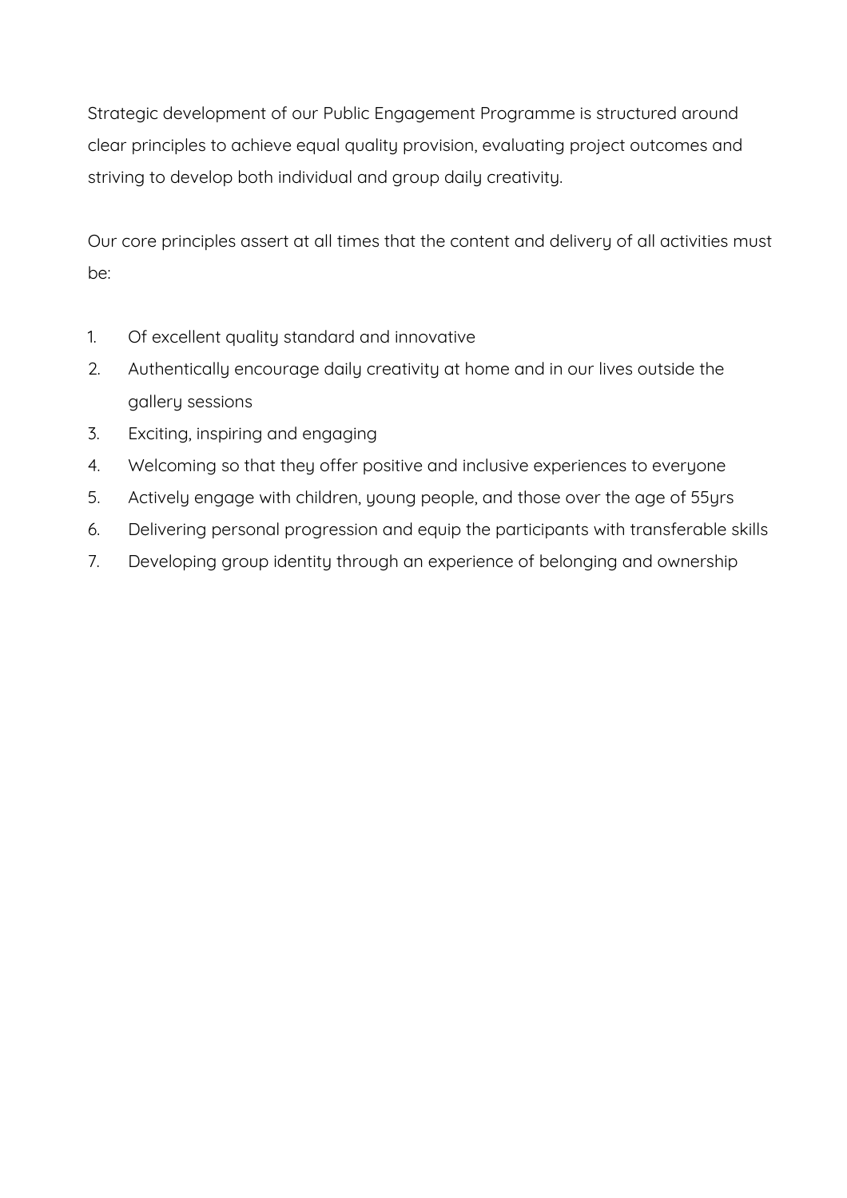Strategic development of our Public Engagement Programme is structured around clear principles to achieve equal quality provision, evaluating project outcomes and striving to develop both individual and group daily creativity.

Our core principles assert at all times that the content and delivery of all activities must be:

1. Of excellent quality standard and innovative
2. Authentically encourage daily creativity at home and in our lives outside the gallery sessions
3. Exciting, inspiring and engaging
4. Welcoming so that they offer positive and inclusive experiences to everyone
5. Actively engage with children, young people, and those over the age of 55yrs
6. Delivering personal progression and equip the participants with transferable skills
7. Developing group identity through an experience of belonging and ownership